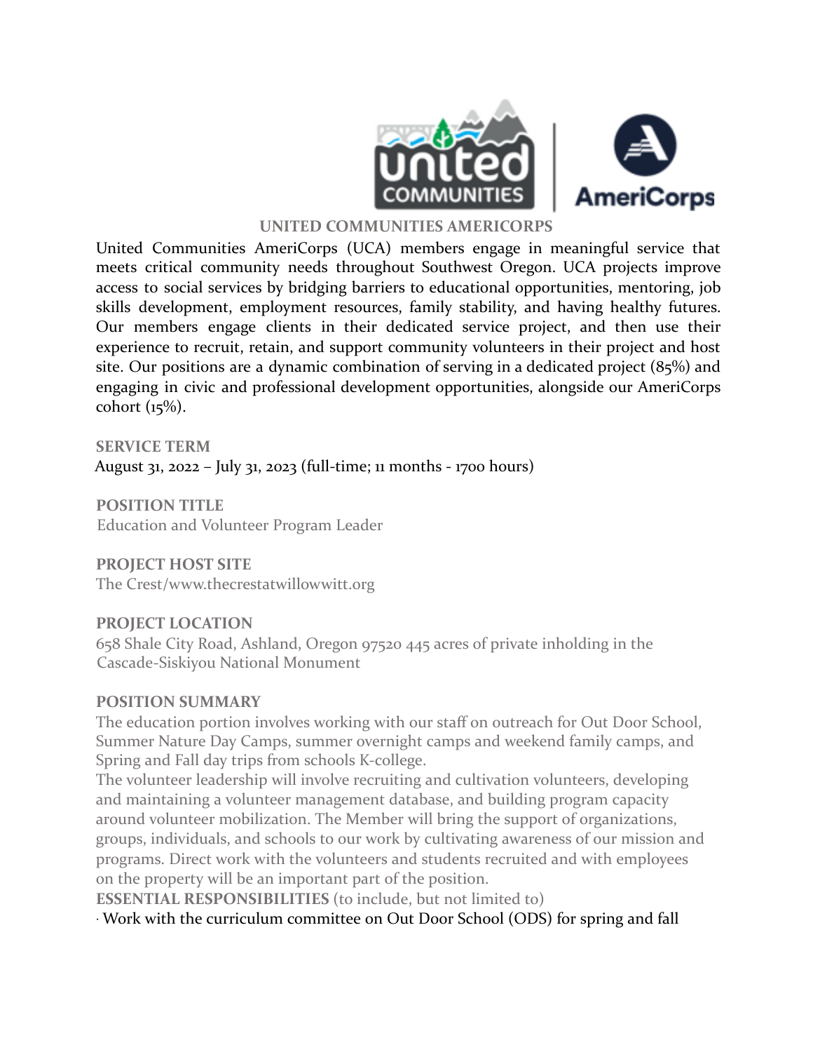## UNITED COMMUNITIES AMERICORPS

United Communities AmeriCorps (UCA) members engage in meaningful service that meets critical community needs throughout Southwest Oregon. UCA projects improve access to social services by bridging barriers to educational opportunities, mentoring, job skills development, employment resources, family stability, and having healthy futures. Our members engage clients in their dedicated service project, and then use their experience to recruit, retain, and support community volunteers in their project and host site. Our positions are a dynamic combination of serving in a dedicated project (85%) and engaging in civic and professional development opportunities, alongside our AmeriCorps cohort (15%).

**SERVICE TERM**

August 31, 2022 – July 31, 2023 (full-time; 11 months - 1700 hours)

**POSITION TITLE**

Education and Volunteer Program Leader

**PROJECT HOST SITE**

The Crest/www.thecrestatwillowwitt.org

**PROJECT LOCATION**

658 Shale City Road, Ashland, Oregon 97520 445 acres of private inholding in the Cascade-Siskiyou National Monument

**POSITION SUMMARY**

The education portion involves working with our staff on outreach for Out Door School, Summer Nature Day Camps, summer overnight camps and weekend family camps, and Spring and Fall day trips from schools K-college.

The volunteer leadership will involve recruiting and cultivation volunteers, developing and maintaining a volunteer management database, and building program capacity around volunteer mobilization. The Member will bring the support of organizations, groups, individuals, and schools to our work by cultivating awareness of our mission and programs. Direct work with the volunteers and students recruited and with employees on the property will be an important part of the position.

**ESSENTIAL RESPONSIBILITIES** (to include, but not limited to)

- Work with the curriculum committee on Out Door School (ODS) for spring and fall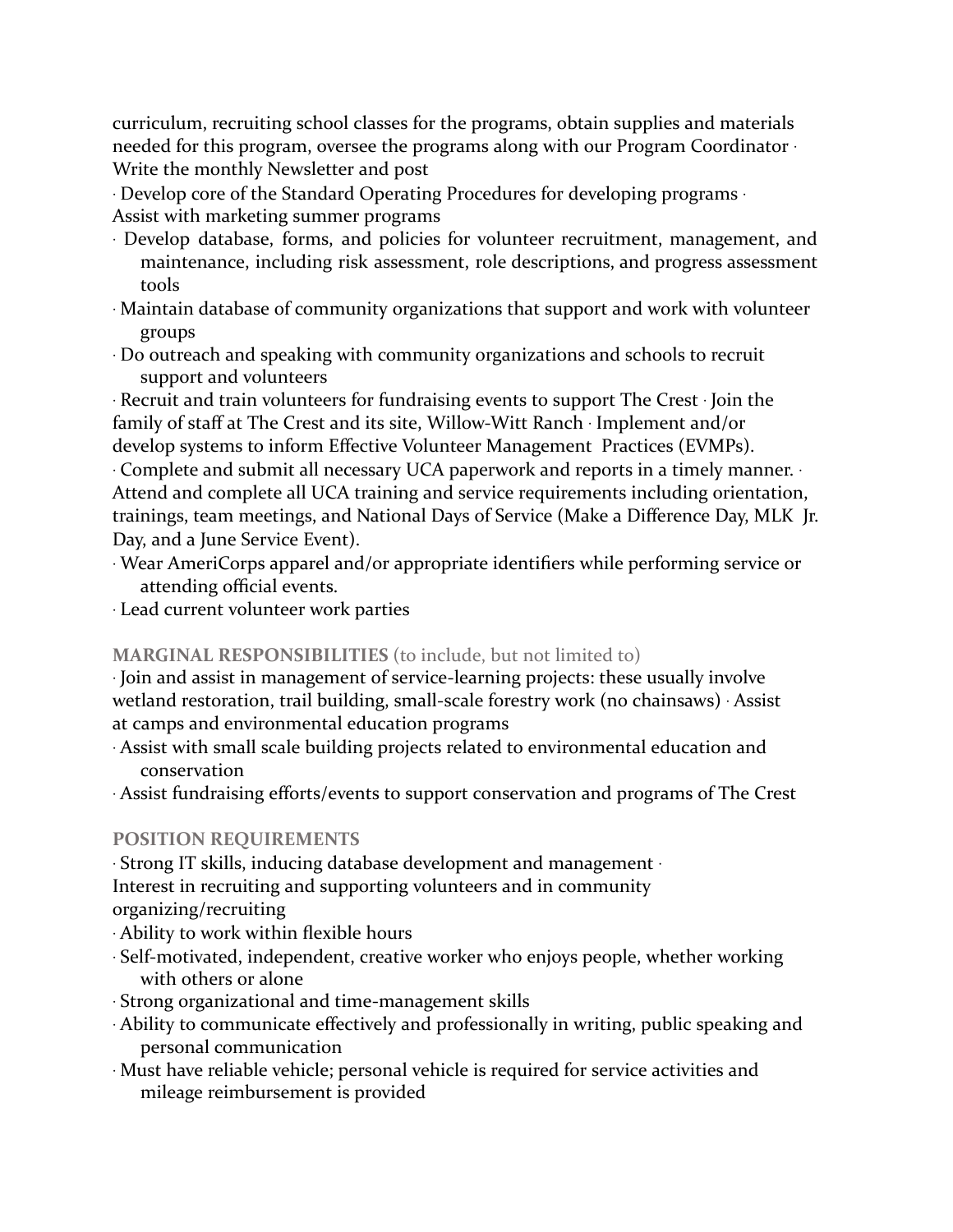curriculum, recruiting school classes for the programs, obtain supplies and materials needed for this program, oversee the programs along with our Program Coordinator · Write the monthly Newsletter and post

· Develop core of the Standard Operating Procedures for developing programs · Assist with marketing summer programs

· Develop database, forms, and policies for volunteer recruitment, management, and maintenance, including risk assessment, role descriptions, and progress assessment tools

· Maintain database of community organizations that support and work with volunteer groups

· Do outreach and speaking with community organizations and schools to recruit support and volunteers

· Recruit and train volunteers for fundraising events to support The Crest · Join the family of staff at The Crest and its site, Willow-Witt Ranch · Implement and/or develop systems to inform Effective Volunteer Management Practices (EVMPs).

· Complete and submit all necessary UCA paperwork and reports in a timely manner. · Attend and complete all UCA training and service requirements including orientation, trainings, team meetings, and National Days of Service (Make a Difference Day, MLK Jr. Day, and a June Service Event).

· Wear AmeriCorps apparel and/or appropriate identifiers while performing service or attending official events.

· Lead current volunteer work parties

**MARGINAL RESPONSIBILITIES** (to include, but not limited to)

· Join and assist in management of service-learning projects: these usually involve wetland restoration, trail building, small-scale forestry work (no chainsaws) · Assist at camps and environmental education programs

· Assist with small scale building projects related to environmental education and conservation

· Assist fundraising efforts/events to support conservation and programs of The Crest

**POSITION REQUIREMENTS**

· Strong IT skills, inducing database development and management · Interest in recruiting and supporting volunteers and in community organizing/recruiting

· Ability to work within flexible hours

· Self-motivated, independent, creative worker who enjoys people, whether working with others or alone

· Strong organizational and time-management skills

· Ability to communicate effectively and professionally in writing, public speaking and personal communication

· Must have reliable vehicle; personal vehicle is required for service activities and mileage reimbursement is provided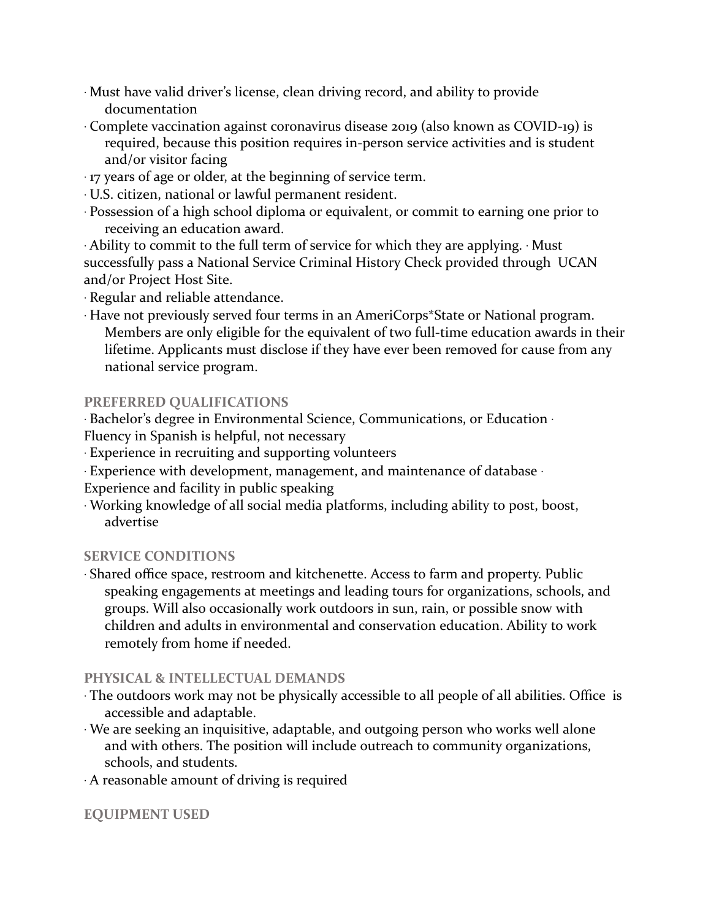- Must have valid driver's license, clean driving record, and ability to provide documentation
- Complete vaccination against coronavirus disease 2019 (also known as COVID-19) is required, because this position requires in-person service activities and is student and/or visitor facing
- 17 years of age or older, at the beginning of service term.
- U.S. citizen, national or lawful permanent resident.
- Possession of a high school diploma or equivalent, or commit to earning one prior to receiving an education award.
- Ability to commit to the full term of service for which they are applying.
- Must successfully pass a National Service Criminal History Check provided through UCAN and/or Project Host Site.
- Regular and reliable attendance.
- Have not previously served four terms in an AmeriCorps*State or National program. Members are only eligible for the equivalent of two full-time education awards in their lifetime. Applicants must disclose if they have ever been removed for cause from any national service program.

## PREFERRED QUALIFICATIONS

- Bachelor's degree in Environmental Science, Communications, or Education
- Fluency in Spanish is helpful, not necessary
- Experience in recruiting and supporting volunteers
- Experience with development, management, and maintenance of database
- Experience and facility in public speaking
- Working knowledge of all social media platforms, including ability to post, boost, advertise

## SERVICE CONDITIONS

- Shared office space, restroom and kitchenette. Access to farm and property. Public speaking engagements at meetings and leading tours for organizations, schools, and groups. Will also occasionally work outdoors in sun, rain, or possible snow with children and adults in environmental and conservation education. Ability to work remotely from home if needed.

## PHYSICAL & INTELLECTUAL DEMANDS

- The outdoors work may not be physically accessible to all people of all abilities. Office is accessible and adaptable.
- We are seeking an inquisitive, adaptable, and outgoing person who works well alone and with others. The position will include outreach to community organizations, schools, and students.
- A reasonable amount of driving is required

## EQUIPMENT USED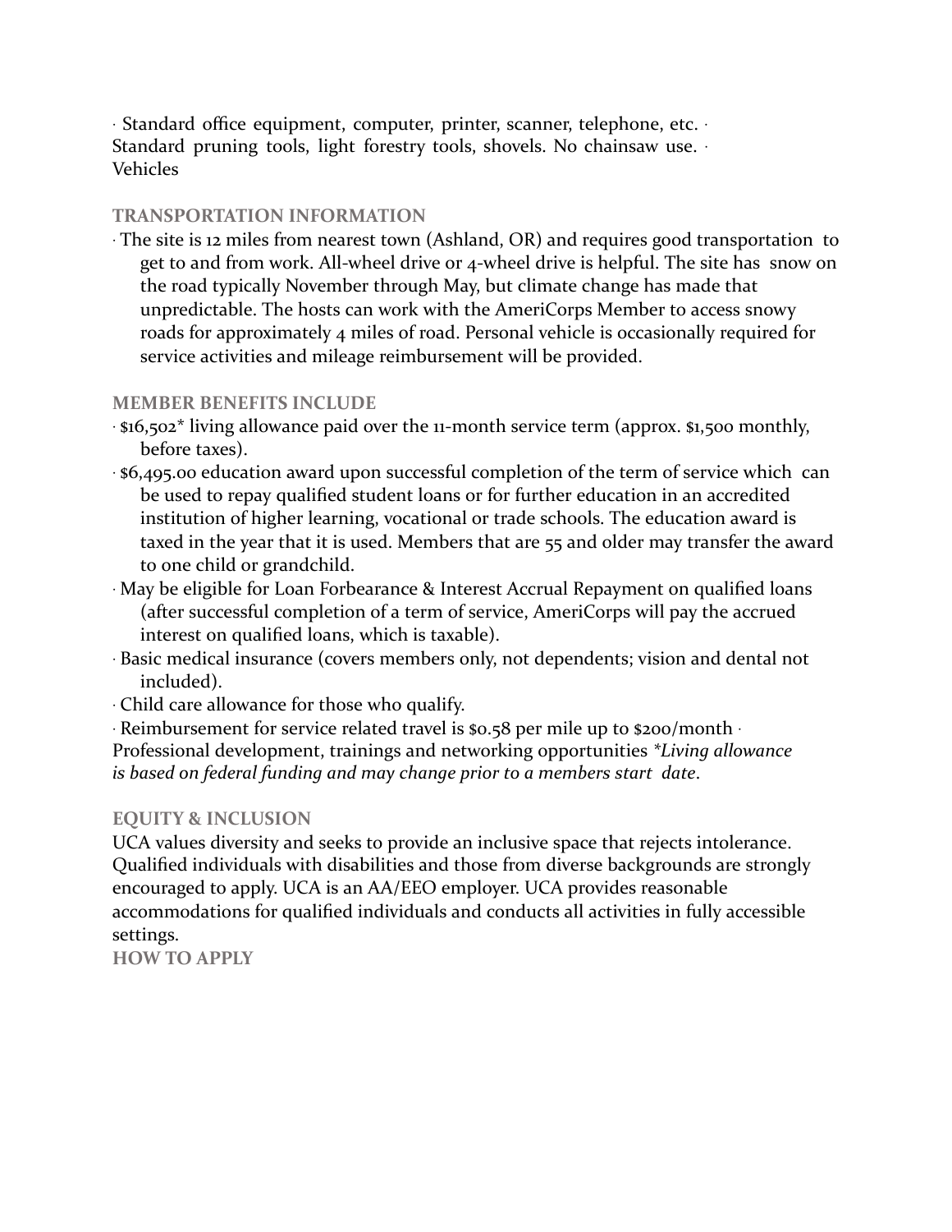- Standard office equipment, computer, printer, scanner, telephone, etc.
- Standard pruning tools, light forestry tools, shovels. No chainsaw use.
- Vehicles

### TRANSPORTATION INFORMATION

- The site is 12 miles from nearest town (Ashland, OR) and requires good transportation to get to and from work. All-wheel drive or 4-wheel drive is helpful. The site has snow on the road typically November through May, but climate change has made that unpredictable. The hosts can work with the AmeriCorps Member to access snowy roads for approximately 4 miles of road. Personal vehicle is occasionally required for service activities and mileage reimbursement will be provided.

### MEMBER BENEFITS INCLUDE

- $16,502* living allowance paid over the 11-month service term (approx. $1,500 monthly, before taxes).
- $6,495.00 education award upon successful completion of the term of service which can be used to repay qualified student loans or for further education in an accredited institution of higher learning, vocational or trade schools. The education award is taxed in the year that it is used. Members that are 55 and older may transfer the award to one child or grandchild.
- May be eligible for Loan Forbearance & Interest Accrual Repayment on qualified loans (after successful completion of a term of service, AmeriCorps will pay the accrued interest on qualified loans, which is taxable).
- Basic medical insurance (covers members only, not dependents; vision and dental not included).
- Child care allowance for those who qualify.
- Reimbursement for service related travel is $0.58 per mile up to $200/month
- Professional development, trainings and networking opportunities *\*Living allowance is based on federal funding and may change prior to a members start date.*

### EQUITY & INCLUSION

UCA values diversity and seeks to provide an inclusive space that rejects intolerance. Qualified individuals with disabilities and those from diverse backgrounds are strongly encouraged to apply. UCA is an AA/EEO employer. UCA provides reasonable accommodations for qualified individuals and conducts all activities in fully accessible settings.

### HOW TO APPLY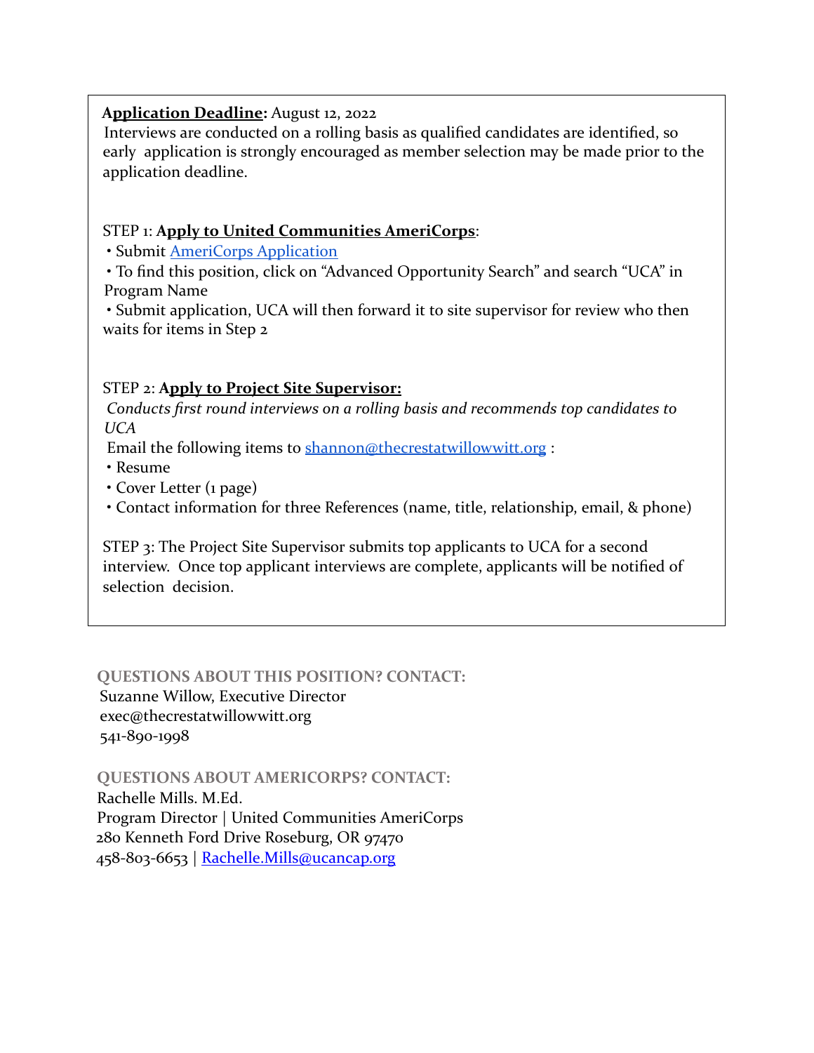**Application Deadline:** August 12, 2022

Interviews are conducted on a rolling basis as qualified candidates are identified, so early application is strongly encouraged as member selection may be made prior to the application deadline.

STEP 1: **Apply to United Communities AmeriCorps**:

- Submit [AmeriCorps Application]()
- To find this position, click on "Advanced Opportunity Search" and search "UCA" in Program Name
- Submit application, UCA will then forward it to site supervisor for review who then waits for items in Step 2

STEP 2: **Apply to Project Site Supervisor:**

*Conducts first round interviews on a rolling basis and recommends top candidates to UCA*

Email the following items to shannon@thecrestatwillowwitt.org :

- Resume
- Cover Letter (1 page)
- Contact information for three References (name, title, relationship, email, & phone)

STEP 3: The Project Site Supervisor submits top applicants to UCA for a second interview. Once top applicant interviews are complete, applicants will be notified of selection decision.

**QUESTIONS ABOUT THIS POSITION? CONTACT:**

Suzanne Willow, Executive Director
exec@thecrestatwillowwitt.org
541-890-1998

**QUESTIONS ABOUT AMERICORPS? CONTACT:**

Rachelle Mills. M.Ed.
Program Director | United Communities AmeriCorps
280 Kenneth Ford Drive Roseburg, OR 97470
458-803-6653 | Rachelle.Mills@ucancap.org